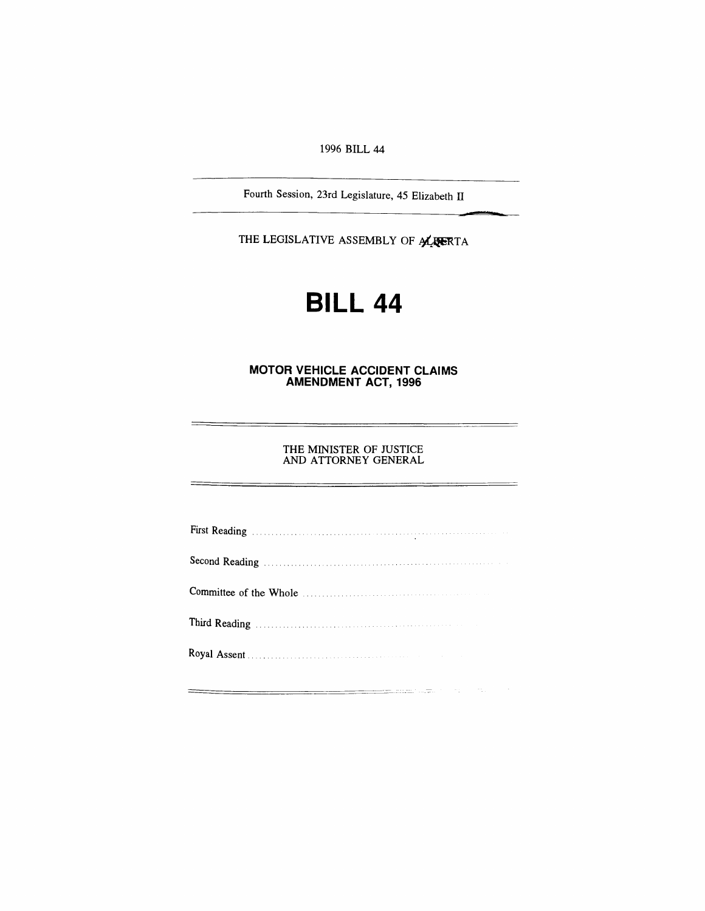1996 BILL 44

Fourth Session, 23rd Legislature, 45 Elizabeth II

THE LEGISLATIVE ASSEMBLY OF ALBERTA

# BILL 44

## MOTOR VEHICLE ACCIDENT CLAIMS AMENDMENT ACT, 1996

THE MINISTER OF JUSTICE AND ATTORNEY GENERAL

First Reading ..........................................................................

Second Reading ......................................................................

Committee of the Whole ........................................................

Third Reading .........................................................................

Royal Assent ...........................................................................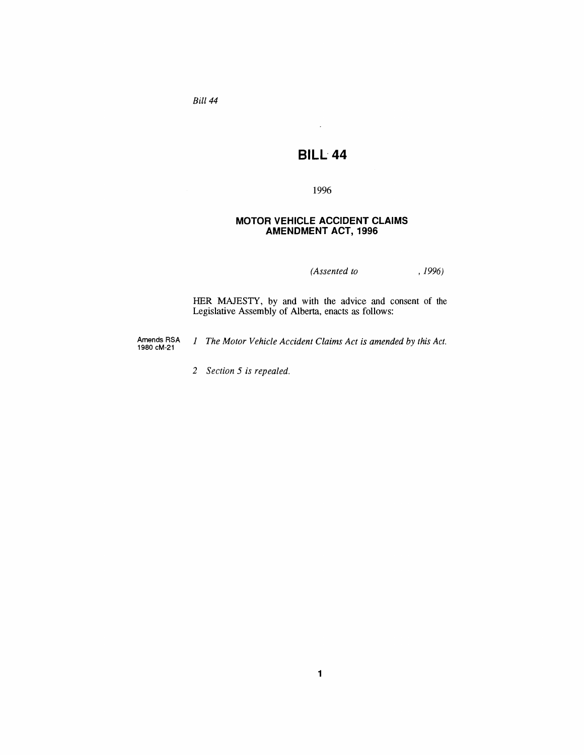*Bill 44*

# BILL 44

1996

## MOTOR VEHICLE ACCIDENT CLAIMS AMENDMENT ACT, 1996

*(Assented to , 1996)*

HER MAJESTY, by and with the advice and consent of the Legislative Assembly of Alberta, enacts as follows:

Amends RSA 1980 cM-21

*1 The Motor Vehicle Accident Claims Act is amended by this Act.*

*2 Section 5 is repealed.*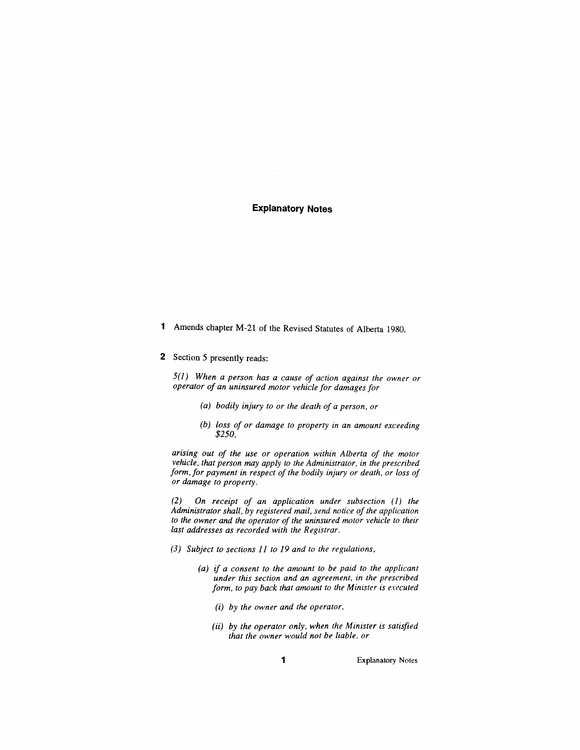## Explanatory Notes

**1** Amends chapter M-21 of the Revised Statutes of Alberta 1980.

**2** Section 5 presently reads:

*5(1) When a person has a cause of action against the owner or operator of an uninsured motor vehicle for damages for*

*(a) bodily injury to or the death of a person, or*

*(b) loss of or damage to property in an amount exceeding $250,*

*arising out of the use or operation within Alberta of the motor vehicle, that person may apply to the Administrator, in the prescribed form, for payment in respect of the bodily injury or death, or loss of or damage to property.*

*(2) On receipt of an application under subsection (1) the Administrator shall, by registered mail, send notice of the application to the owner and the operator of the uninsured motor vehicle to their last addresses as recorded with the Registrar.*

*(3) Subject to sections 11 to 19 and to the regulations,*

*(a) if a consent to the amount to be paid to the applicant under this section and an agreement, in the prescribed form, to pay back that amount to the Minister is executed*

*(i) by the owner and the operator,*

*(ii) by the operator only, when the Minister is satisfied that the owner would not be liable, or*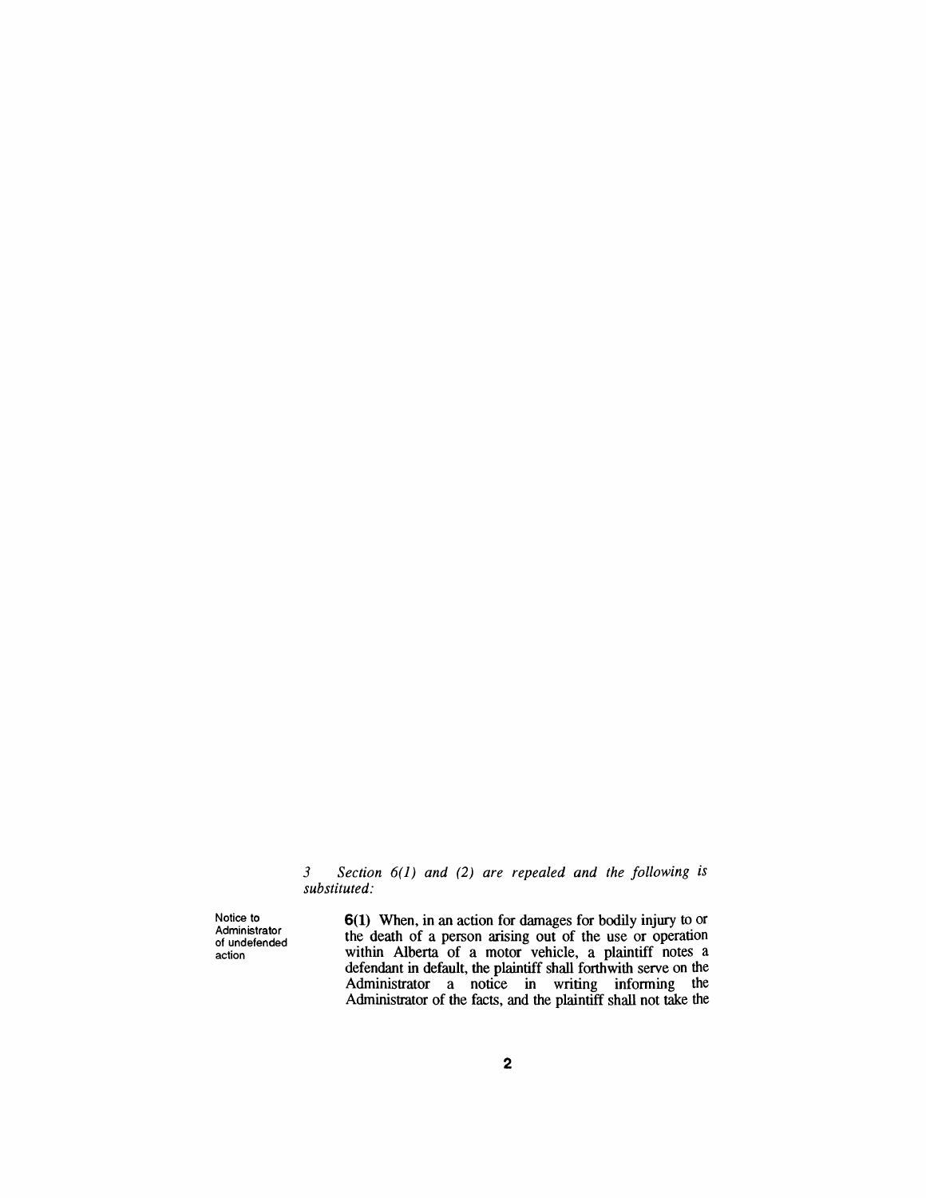*3 Section 6(1) and (2) are repealed and the following is substituted:*

Notice to Administrator of undefended action

**6(1)** When, in an action for damages for bodily injury to or the death of a person arising out of the use or operation within Alberta of a motor vehicle, a plaintiff notes a defendant in default, the plaintiff shall forthwith serve on the Administrator a notice in writing informing the Administrator of the facts, and the plaintiff shall not take the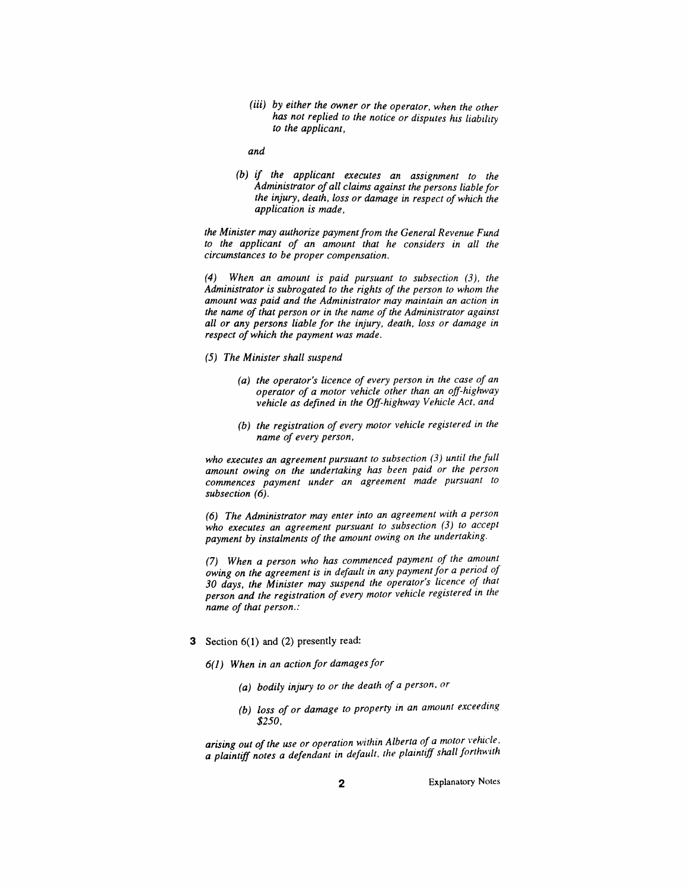*(iii) by either the owner or the operator, when the other has not replied to the notice or disputes his liability to the applicant,*

*and*

*(b) if the applicant executes an assignment to the Administrator of all claims against the persons liable for the injury, death, loss or damage in respect of which the application is made,*

*the Minister may authorize payment from the General Revenue Fund to the applicant of an amount that he considers in all the circumstances to be proper compensation.*

*(4) When an amount is paid pursuant to subsection (3), the Administrator is subrogated to the rights of the person to whom the amount was paid and the Administrator may maintain an action in the name of that person or in the name of the Administrator against all or any persons liable for the injury, death, loss or damage in respect of which the payment was made.*

*(5) The Minister shall suspend*

*(a) the operator's licence of every person in the case of an operator of a motor vehicle other than an off-highway vehicle as defined in the Off-highway Vehicle Act, and*

*(b) the registration of every motor vehicle registered in the name of every person,*

*who executes an agreement pursuant to subsection (3) until the full amount owing on the undertaking has been paid or the person commences payment under an agreement made pursuant to subsection (6).*

*(6) The Administrator may enter into an agreement with a person who executes an agreement pursuant to subsection (3) to accept payment by instalments of the amount owing on the undertaking.*

*(7) When a person who has commenced payment of the amount owing on the agreement is in default in any payment for a period of 30 days, the Minister may suspend the operator's licence of that person and the registration of every motor vehicle registered in the name of that person.:*

**3** Section 6(1) and (2) presently read:

*6(1) When in an action for damages for*

*(a) bodily injury to or the death of a person, or*

*(b) loss of or damage to property in an amount exceeding $250,*

*arising out of the use or operation within Alberta of a motor vehicle, a plaintiff notes a defendant in default, the plaintiff shall forthwith*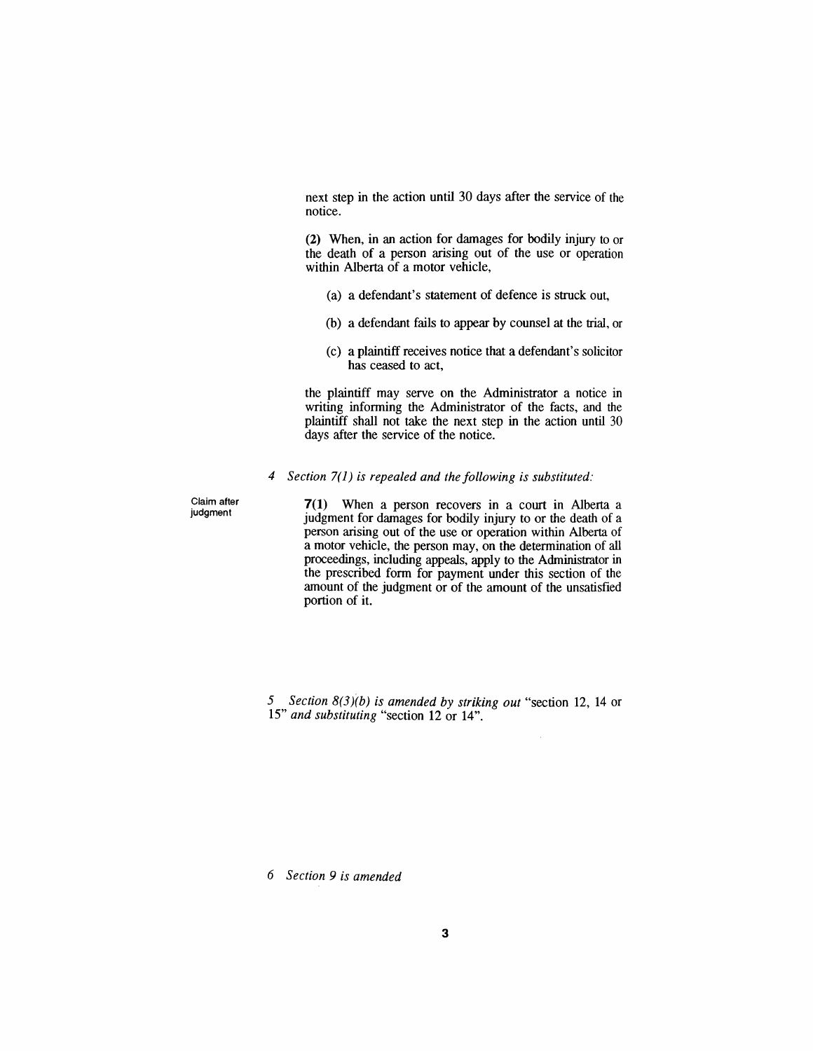next step in the action until 30 days after the service of the notice.

**(2)** When, in an action for damages for bodily injury to or the death of a person arising out of the use or operation within Alberta of a motor vehicle,

- (a) a defendant's statement of defence is struck out,
- (b) a defendant fails to appear by counsel at the trial, or
- (c) a plaintiff receives notice that a defendant's solicitor has ceased to act,

the plaintiff may serve on the Administrator a notice in writing informing the Administrator of the facts, and the plaintiff shall not take the next step in the action until 30 days after the service of the notice.

*4 Section 7(1) is repealed and the following is substituted:*

Claim after judgment

**7(1)** When a person recovers in a court in Alberta a judgment for damages for bodily injury to or the death of a person arising out of the use or operation within Alberta of a motor vehicle, the person may, on the determination of all proceedings, including appeals, apply to the Administrator in the prescribed form for payment under this section of the amount of the judgment or of the amount of the unsatisfied portion of it.

*5 Section 8(3)(b) is amended by striking out* "section 12, 14 or 15" *and substituting* "section 12 or 14".

*6 Section 9 is amended*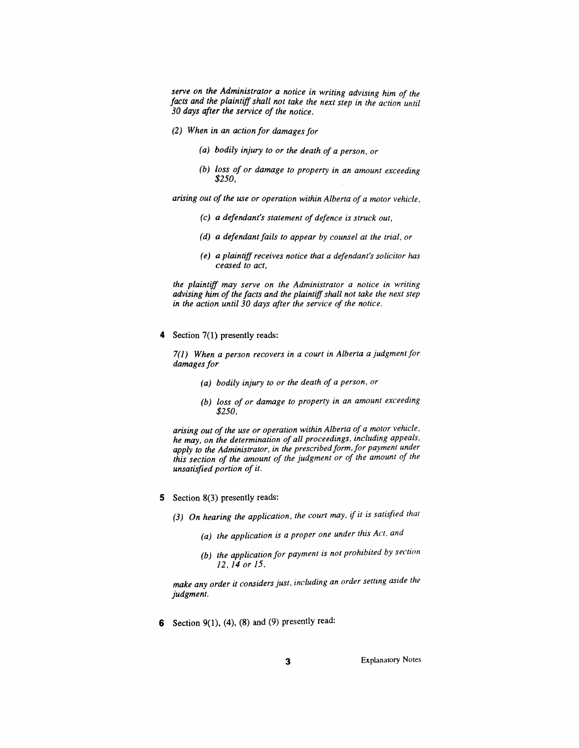*serve on the Administrator a notice in writing advising him of the facts and the plaintiff shall not take the next step in the action until 30 days after the service of the notice.*

*(2) When in an action for damages for*

*(a) bodily injury to or the death of a person, or*

*(b) loss of or damage to property in an amount exceeding $250,*

*arising out of the use or operation within Alberta of a motor vehicle,*

*(c) a defendant's statement of defence is struck out,*

*(d) a defendant fails to appear by counsel at the trial, or*

*(e) a plaintiff receives notice that a defendant's solicitor has ceased to act,*

*the plaintiff may serve on the Administrator a notice in writing advising him of the facts and the plaintiff shall not take the next step in the action until 30 days after the service of the notice.*

**4** Section 7(1) presently reads:

*7(1) When a person recovers in a court in Alberta a judgment for damages for*

*(a) bodily injury to or the death of a person, or*

*(b) loss of or damage to property in an amount exceeding $250,*

*arising out of the use or operation within Alberta of a motor vehicle, he may, on the determination of all proceedings, including appeals, apply to the Administrator, in the prescribed form, for payment under this section of the amount of the judgment or of the amount of the unsatisfied portion of it.*

**5** Section 8(3) presently reads:

*(3) On hearing the application, the court may, if it is satisfied that*

*(a) the application is a proper one under this Act, and*

*(b) the application for payment is not prohibited by section 12, 14 or 15,*

*make any order it considers just, including an order setting aside the judgment.*

**6** Section 9(1), (4), (8) and (9) presently read: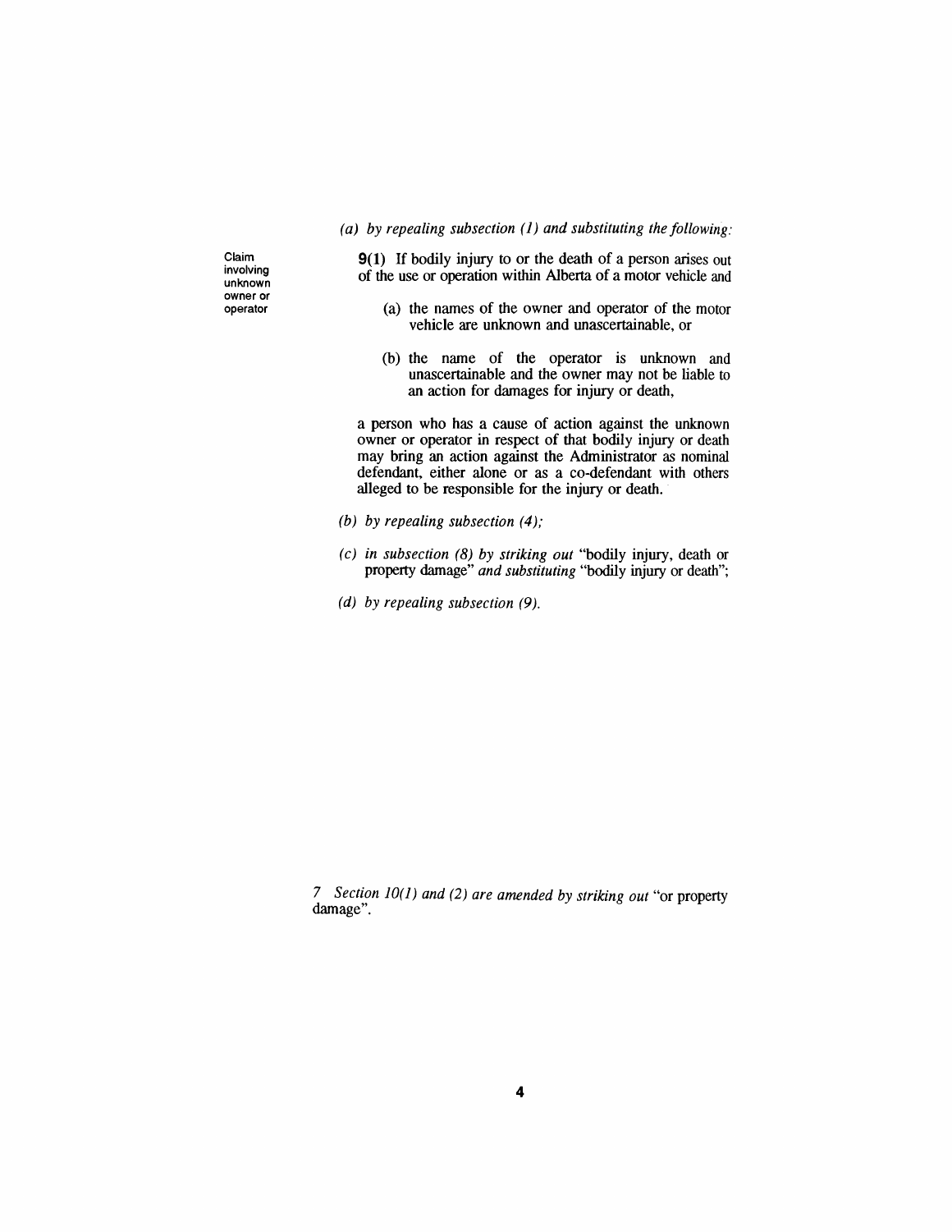*(a) by repealing subsection (1) and substituting the following:*

Claim involving unknown owner or operator

**9(1)** If bodily injury to or the death of a person arises out of the use or operation within Alberta of a motor vehicle and

(a) the names of the owner and operator of the motor vehicle are unknown and unascertainable, or

(b) the name of the operator is unknown and unascertainable and the owner may not be liable to an action for damages for injury or death,

a person who has a cause of action against the unknown owner or operator in respect of that bodily injury or death may bring an action against the Administrator as nominal defendant, either alone or as a co-defendant with others alleged to be responsible for the injury or death.

*(b) by repealing subsection (4);*

*(c) in subsection (8) by striking out* "bodily injury, death or property damage" *and substituting* "bodily injury or death";

*(d) by repealing subsection (9).*

*7 Section 10(1) and (2) are amended by striking out* "or property damage".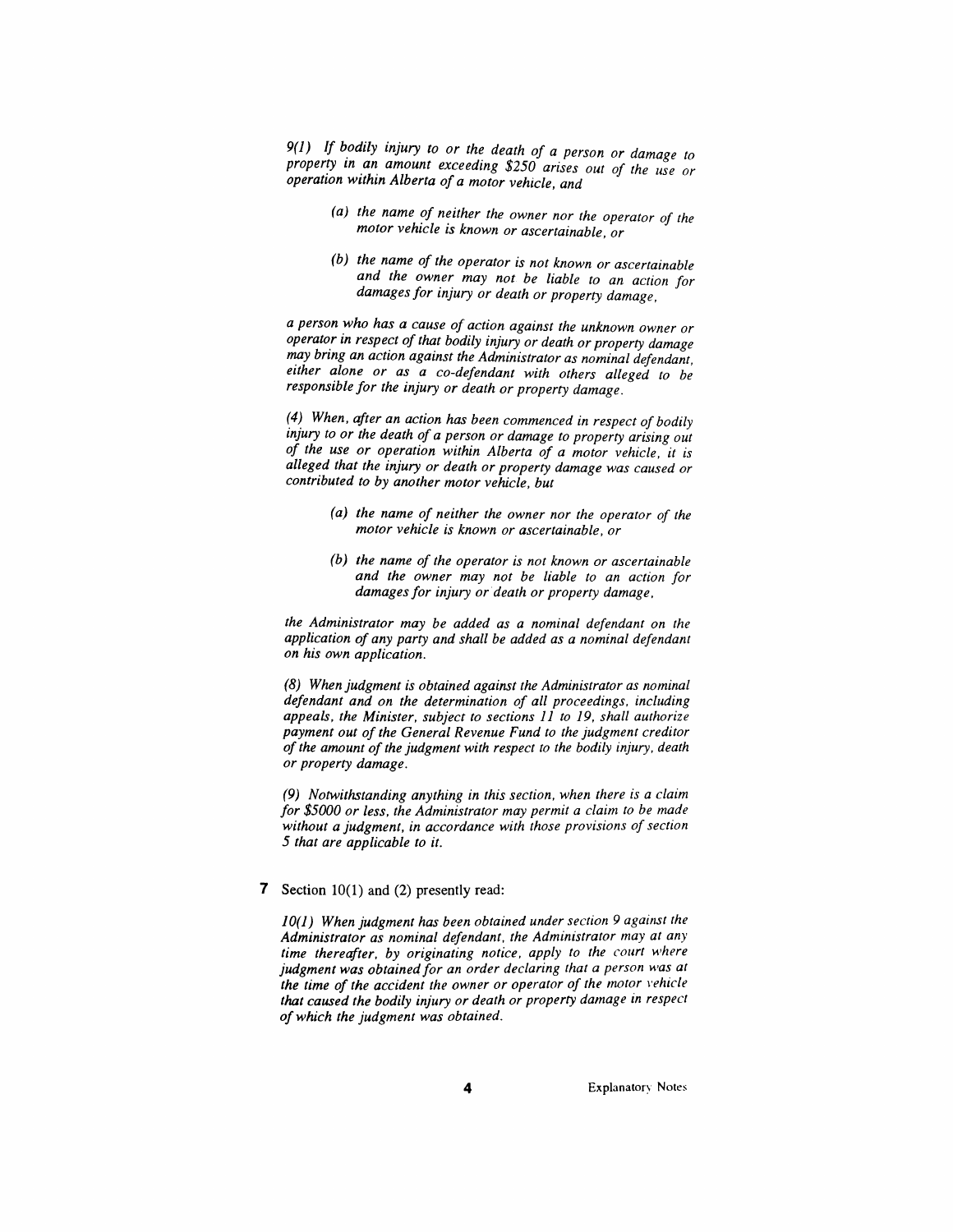*9(1) If bodily injury to or the death of a person or damage to property in an amount exceeding $250 arises out of the use or operation within Alberta of a motor vehicle, and*

> *(a) the name of neither the owner nor the operator of the motor vehicle is known or ascertainable, or*
>
> *(b) the name of the operator is not known or ascertainable and the owner may not be liable to an action for damages for injury or death or property damage,*

*a person who has a cause of action against the unknown owner or operator in respect of that bodily injury or death or property damage may bring an action against the Administrator as nominal defendant, either alone or as a co-defendant with others alleged to be responsible for the injury or death or property damage.*

*(4) When, after an action has been commenced in respect of bodily injury to or the death of a person or damage to property arising out of the use or operation within Alberta of a motor vehicle, it is alleged that the injury or death or property damage was caused or contributed to by another motor vehicle, but*

> *(a) the name of neither the owner nor the operator of the motor vehicle is known or ascertainable, or*
>
> *(b) the name of the operator is not known or ascertainable and the owner may not be liable to an action for damages for injury or death or property damage,*

*the Administrator may be added as a nominal defendant on the application of any party and shall be added as a nominal defendant on his own application.*

*(8) When judgment is obtained against the Administrator as nominal defendant and on the determination of all proceedings, including appeals, the Minister, subject to sections 11 to 19, shall authorize payment out of the General Revenue Fund to the judgment creditor of the amount of the judgment with respect to the bodily injury, death or property damage.*

*(9) Notwithstanding anything in this section, when there is a claim for $5000 or less, the Administrator may permit a claim to be made without a judgment, in accordance with those provisions of section 5 that are applicable to it.*

**7** Section 10(1) and (2) presently read:

*10(1) When judgment has been obtained under section 9 against the Administrator as nominal defendant, the Administrator may at any time thereafter, by originating notice, apply to the court where judgment was obtained for an order declaring that a person was at the time of the accident the owner or operator of the motor vehicle that caused the bodily injury or death or property damage in respect of which the judgment was obtained.*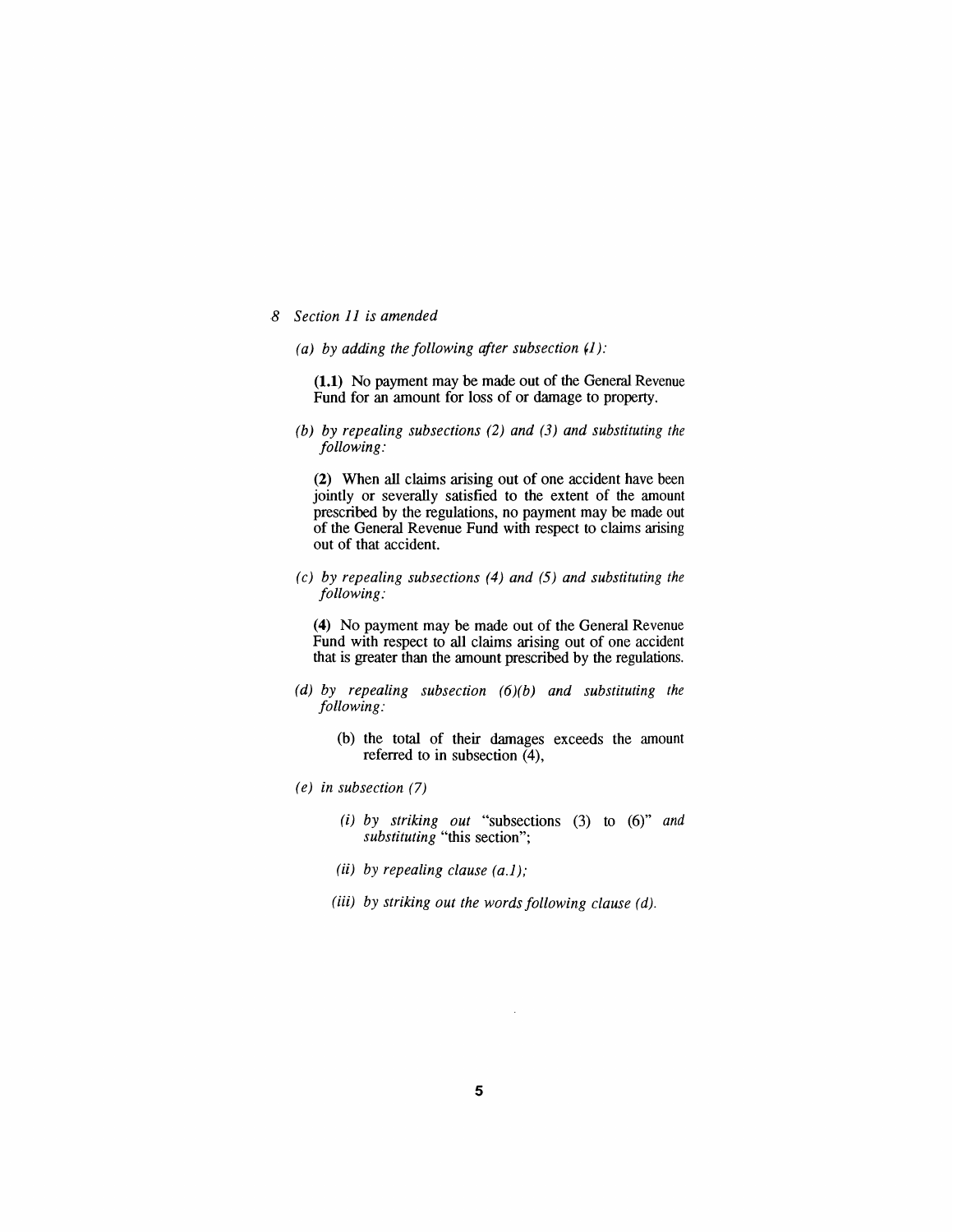8 *Section 11 is amended*

*(a) by adding the following after subsection (1):*

**(1.1)** No payment may be made out of the General Revenue Fund for an amount for loss of or damage to property.

*(b) by repealing subsections (2) and (3) and substituting the following:*

**(2)** When all claims arising out of one accident have been jointly or severally satisfied to the extent of the amount prescribed by the regulations, no payment may be made out of the General Revenue Fund with respect to claims arising out of that accident.

*(c) by repealing subsections (4) and (5) and substituting the following:*

**(4)** No payment may be made out of the General Revenue Fund with respect to all claims arising out of one accident that is greater than the amount prescribed by the regulations.

*(d) by repealing subsection (6)(b) and substituting the following:*

(b) the total of their damages exceeds the amount referred to in subsection (4),

*(e) in subsection (7)*

*(i) by striking out* "subsections (3) to (6)" *and substituting* "this section";

*(ii) by repealing clause (a.1);*

*(iii) by striking out the words following clause (d).*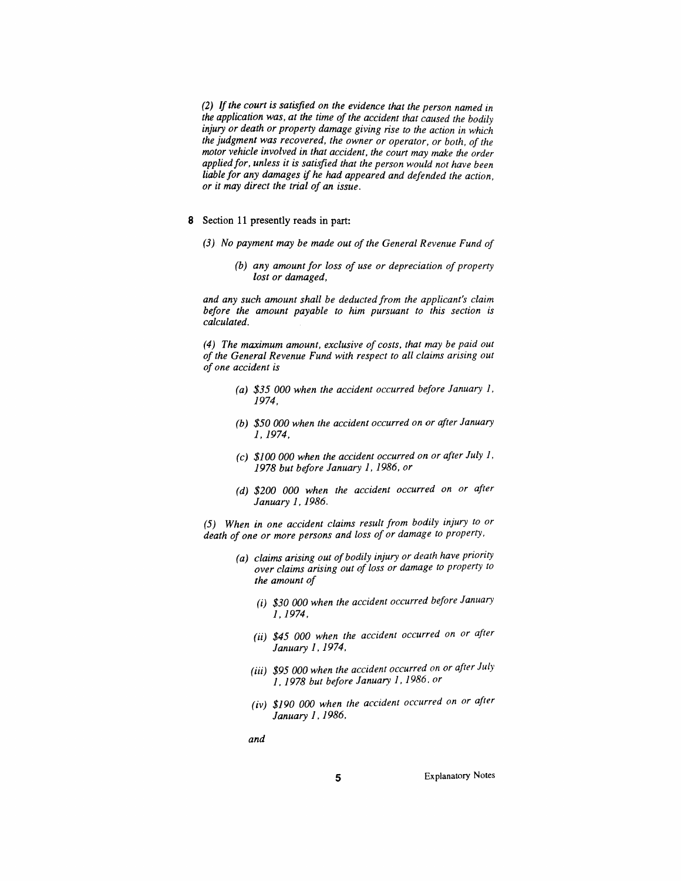*(2) If the court is satisfied on the evidence that the person named in the application was, at the time of the accident that caused the bodily injury or death or property damage giving rise to the action in which the judgment was recovered, the owner or operator, or both, of the motor vehicle involved in that accident, the court may make the order applied for, unless it is satisfied that the person would not have been liable for any damages if he had appeared and defended the action, or it may direct the trial of an issue.*

**8** Section 11 presently reads in part:

*(3) No payment may be made out of the General Revenue Fund of*

> *(b) any amount for loss of use or depreciation of property lost or damaged,*

*and any such amount shall be deducted from the applicant's claim before the amount payable to him pursuant to this section is calculated.*

*(4) The maximum amount, exclusive of costs, that may be paid out of the General Revenue Fund with respect to all claims arising out of one accident is*

> *(a) \$35 000 when the accident occurred before January 1, 1974,*
>
> *(b) \$50 000 when the accident occurred on or after January 1, 1974,*
>
> *(c) \$100 000 when the accident occurred on or after July 1, 1978 but before January 1, 1986, or*
>
> *(d) \$200 000 when the accident occurred on or after January 1, 1986.*

*(5) When in one accident claims result from bodily injury to or death of one or more persons and loss of or damage to property,*

> *(a) claims arising out of bodily injury or death have priority over claims arising out of loss or damage to property to the amount of*
>
> > *(i) \$30 000 when the accident occurred before January 1, 1974,*
> >
> > *(ii) \$45 000 when the accident occurred on or after January 1, 1974,*
> >
> > *(iii) \$95 000 when the accident occurred on or after July 1, 1978 but before January 1, 1986, or*
> >
> > *(iv) \$190 000 when the accident occurred on or after January 1, 1986,*
>
> *and*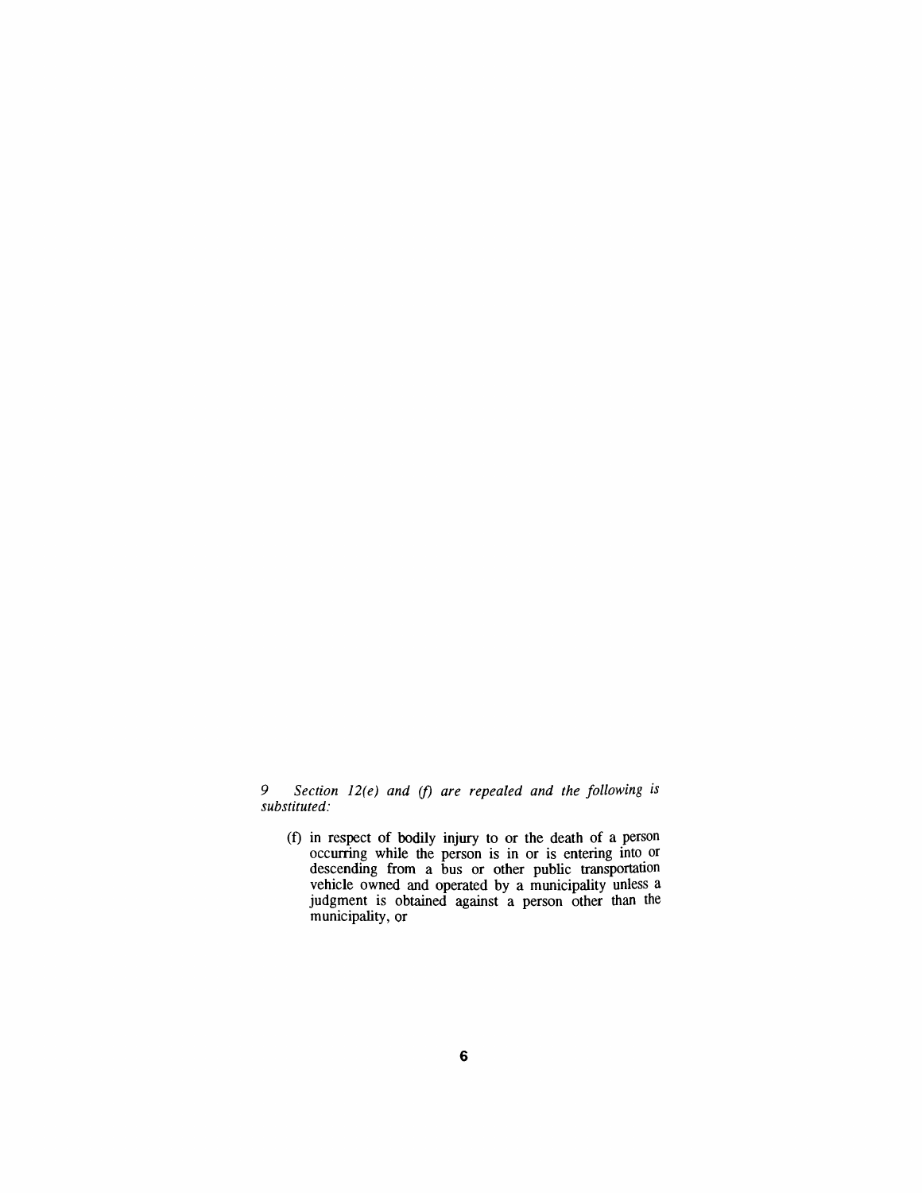*9 Section 12(e) and (f) are repealed and the following is substituted:*

(f) in respect of bodily injury to or the death of a person occurring while the person is in or is entering into or descending from a bus or other public transportation vehicle owned and operated by a municipality unless a judgment is obtained against a person other than the municipality, or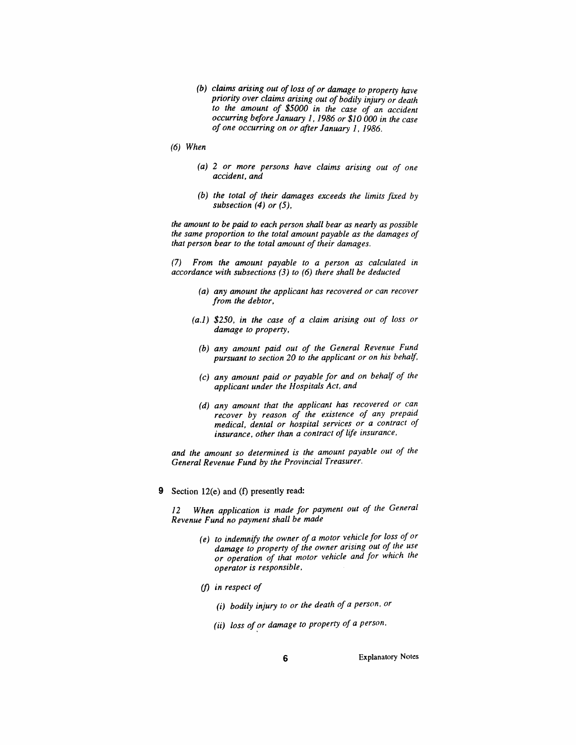*(b) claims arising out of loss of or damage to property have priority over claims arising out of bodily injury or death to the amount of $5000 in the case of an accident occurring before January 1, 1986 or $10 000 in the case of one occurring on or after January 1, 1986.*

*(6) When*

*(a) 2 or more persons have claims arising out of one accident, and*

*(b) the total of their damages exceeds the limits fixed by subsection (4) or (5),*

*the amount to be paid to each person shall bear as nearly as possible the same proportion to the total amount payable as the damages of that person bear to the total amount of their damages.*

*(7) From the amount payable to a person as calculated in accordance with subsections (3) to (6) there shall be deducted*

*(a) any amount the applicant has recovered or can recover from the debtor,*

*(a.1) $250, in the case of a claim arising out of loss or damage to property,*

*(b) any amount paid out of the General Revenue Fund pursuant to section 20 to the applicant or on his behalf,*

*(c) any amount paid or payable for and on behalf of the applicant under the Hospitals Act, and*

*(d) any amount that the applicant has recovered or can recover by reason of the existence of any prepaid medical, dental or hospital services or a contract of insurance, other than a contract of life insurance,*

*and the amount so determined is the amount payable out of the General Revenue Fund by the Provincial Treasurer.*

**9** Section 12(e) and (f) presently read:

*12 When application is made for payment out of the General Revenue Fund no payment shall be made*

*(e) to indemnify the owner of a motor vehicle for loss of or damage to property of the owner arising out of the use or operation of that motor vehicle and for which the operator is responsible,*

*(f) in respect of*

*(i) bodily injury to or the death of a person, or*

*(ii) loss of or damage to property of a person,*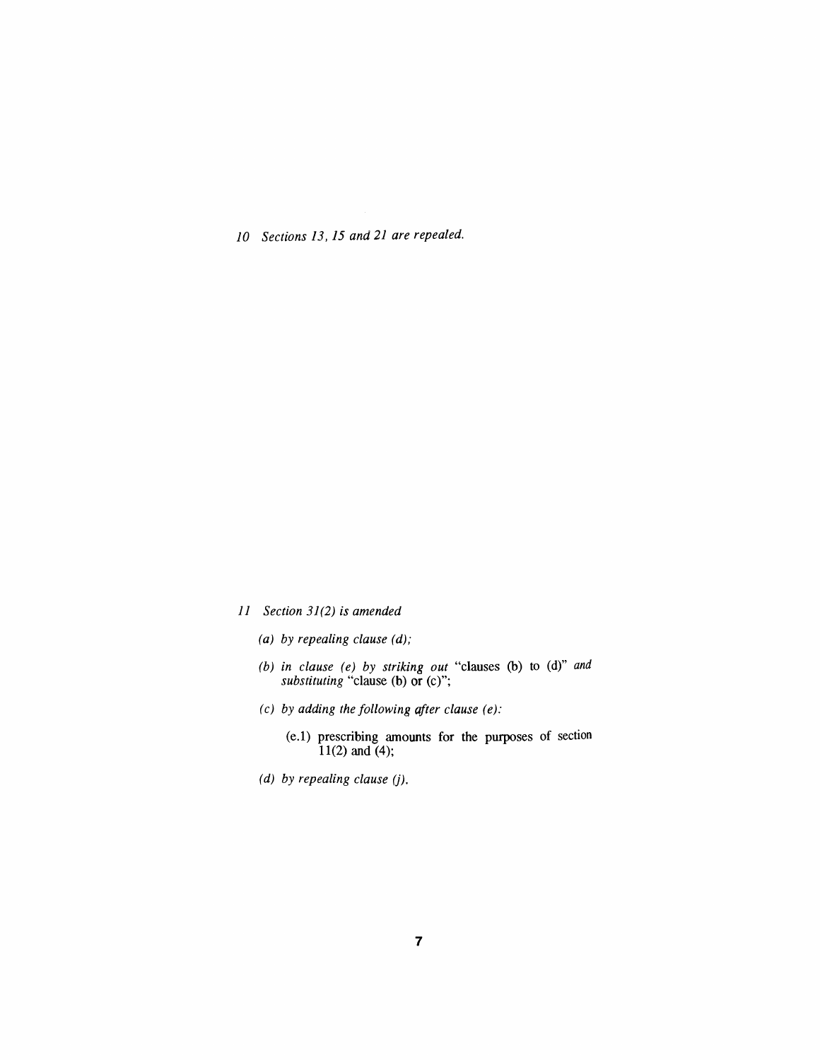*10 Sections 13, 15 and 21 are repealed.*

*11 Section 31(2) is amended*

*(a) by repealing clause (d);*

*(b) in clause (e) by striking out* "clauses (b) to (d)" *and substituting* "clause (b) or (c)";

*(c) by adding the following after clause (e):*

(e.1) prescribing amounts for the purposes of section 11(2) and (4);

*(d) by repealing clause (j).*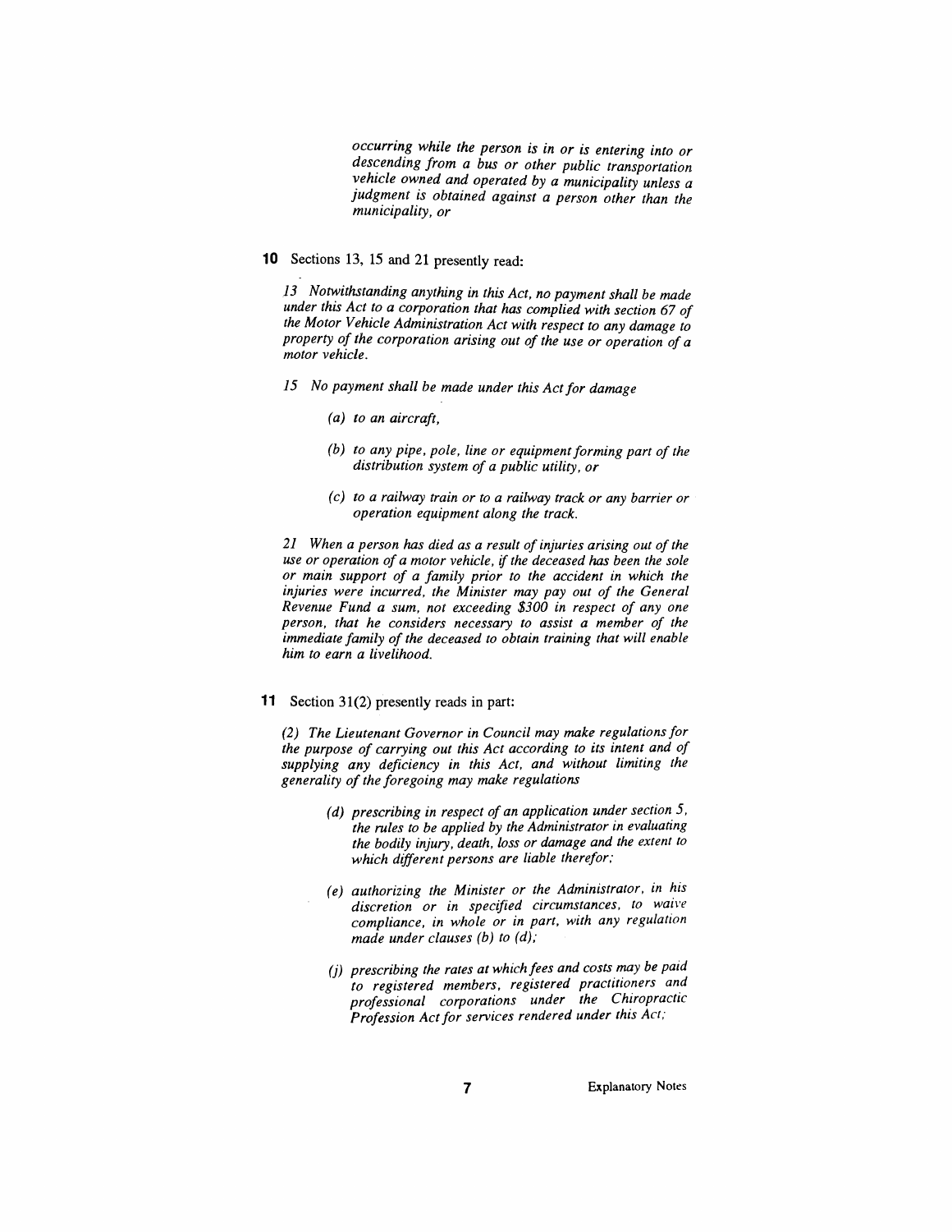*occurring while the person is in or is entering into or descending from a bus or other public transportation vehicle owned and operated by a municipality unless a judgment is obtained against a person other than the municipality, or*

**10** Sections 13, 15 and 21 presently read:

*13 Notwithstanding anything in this Act, no payment shall be made under this Act to a corporation that has complied with section 67 of the Motor Vehicle Administration Act with respect to any damage to property of the corporation arising out of the use or operation of a motor vehicle.*

*15 No payment shall be made under this Act for damage*

*(a) to an aircraft,*

*(b) to any pipe, pole, line or equipment forming part of the distribution system of a public utility, or*

*(c) to a railway train or to a railway track or any barrier or operation equipment along the track.*

*21 When a person has died as a result of injuries arising out of the use or operation of a motor vehicle, if the deceased has been the sole or main support of a family prior to the accident in which the injuries were incurred, the Minister may pay out of the General Revenue Fund a sum, not exceeding $300 in respect of any one person, that he considers necessary to assist a member of the immediate family of the deceased to obtain training that will enable him to earn a livelihood.*

**11** Section 31(2) presently reads in part:

*(2) The Lieutenant Governor in Council may make regulations for the purpose of carrying out this Act according to its intent and of supplying any deficiency in this Act, and without limiting the generality of the foregoing may make regulations*

*(d) prescribing in respect of an application under section 5, the rules to be applied by the Administrator in evaluating the bodily injury, death, loss or damage and the extent to which different persons are liable therefor;*

*(e) authorizing the Minister or the Administrator, in his discretion or in specified circumstances, to waive compliance, in whole or in part, with any regulation made under clauses (b) to (d);*

*(j) prescribing the rates at which fees and costs may be paid to registered members, registered practitioners and professional corporations under the Chiropractic Profession Act for services rendered under this Act;*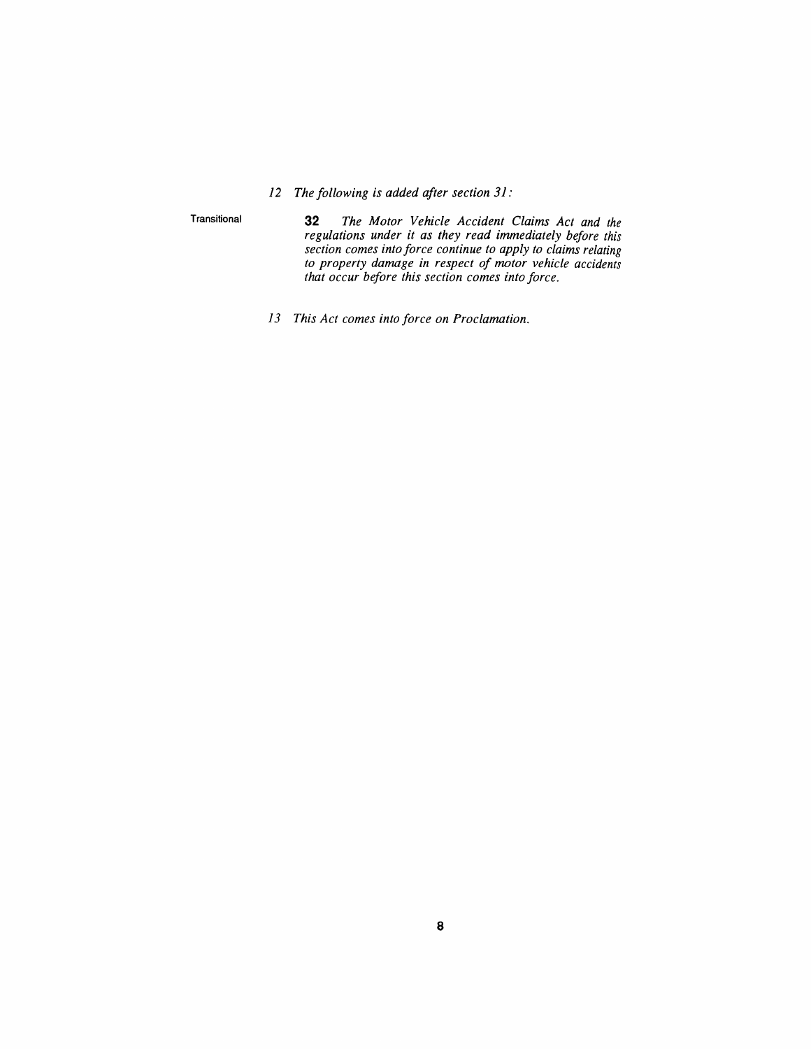*12 The following is added after section 31:*

Transitional

**32** *The Motor Vehicle Accident Claims Act and the regulations under it as they read immediately before this section comes into force continue to apply to claims relating to property damage in respect of motor vehicle accidents that occur before this section comes into force.*

*13 This Act comes into force on Proclamation.*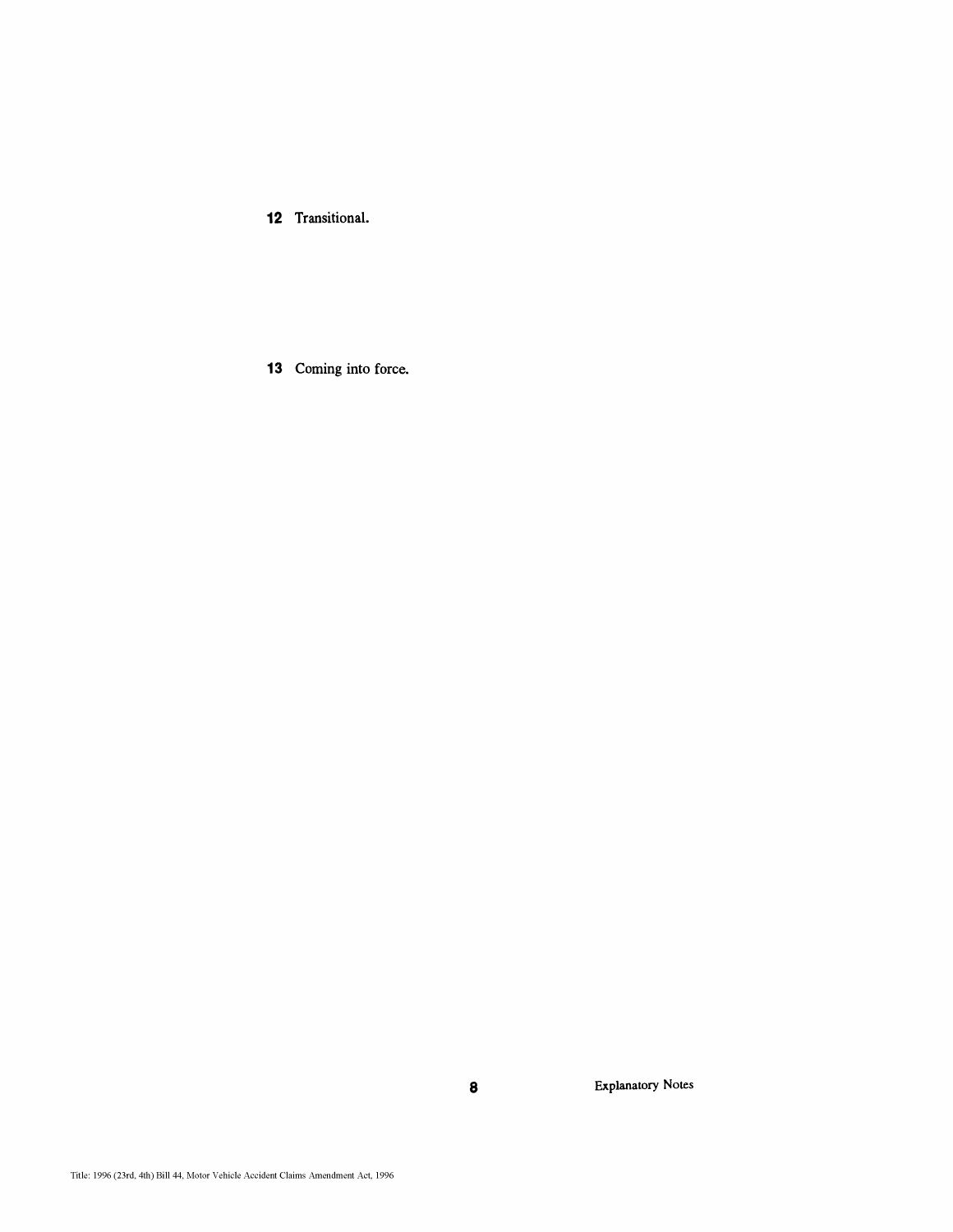**12** Transitional.

**13** Coming into force.